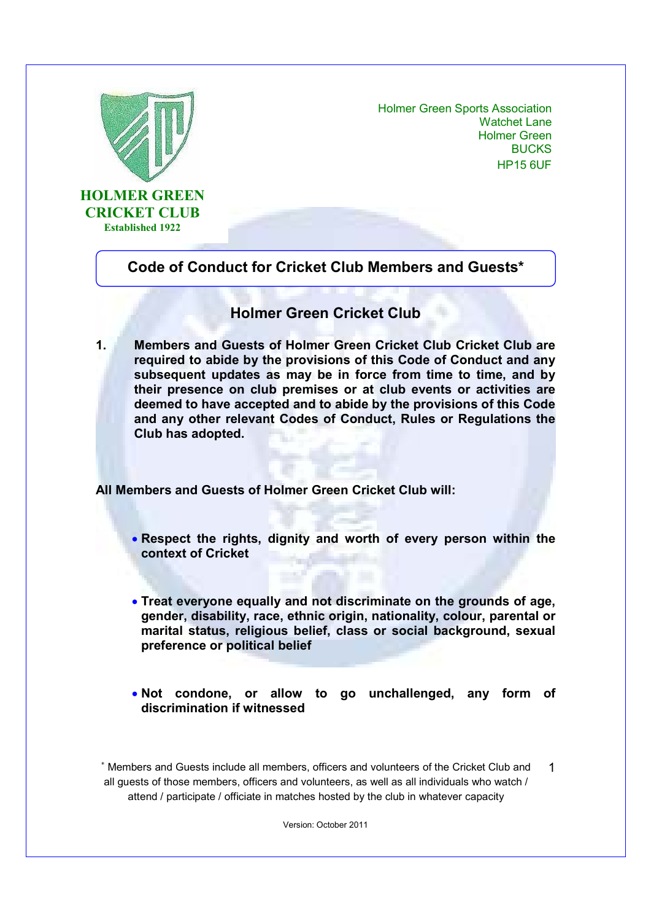**HOLMER GREEN CRICKET CLUB**
**Established 1922**

Holmer Green Sports Association
Watchet Lane
Holmer Green
BUCKS
HP15 6UF

# Code of Conduct for Cricket Club Members and Guests*

## Holmer Green Cricket Club

1. **Members and Guests of Holmer Green Cricket Club Cricket Club are required to abide by the provisions of this Code of Conduct and any subsequent updates as may be in force from time to time, and by their presence on club premises or at club events or activities are deemed to have accepted and to abide by the provisions of this Code and any other relevant Codes of Conduct, Rules or Regulations the Club has adopted.**

**All Members and Guests of Holmer Green Cricket Club will:**

- **Respect the rights, dignity and worth of every person within the context of Cricket**
- **Treat everyone equally and not discriminate on the grounds of age, gender, disability, race, ethnic origin, nationality, colour, parental or marital status, religious belief, class or social background, sexual preference or political belief**
- **Not condone, or allow to go unchallenged, any form of discrimination if witnessed**

* Members and Guests include all members, officers and volunteers of the Cricket Club and all guests of those members, officers and volunteers, as well as all individuals who watch / attend / participate / officiate in matches hosted by the club in whatever capacity

Version: October 2011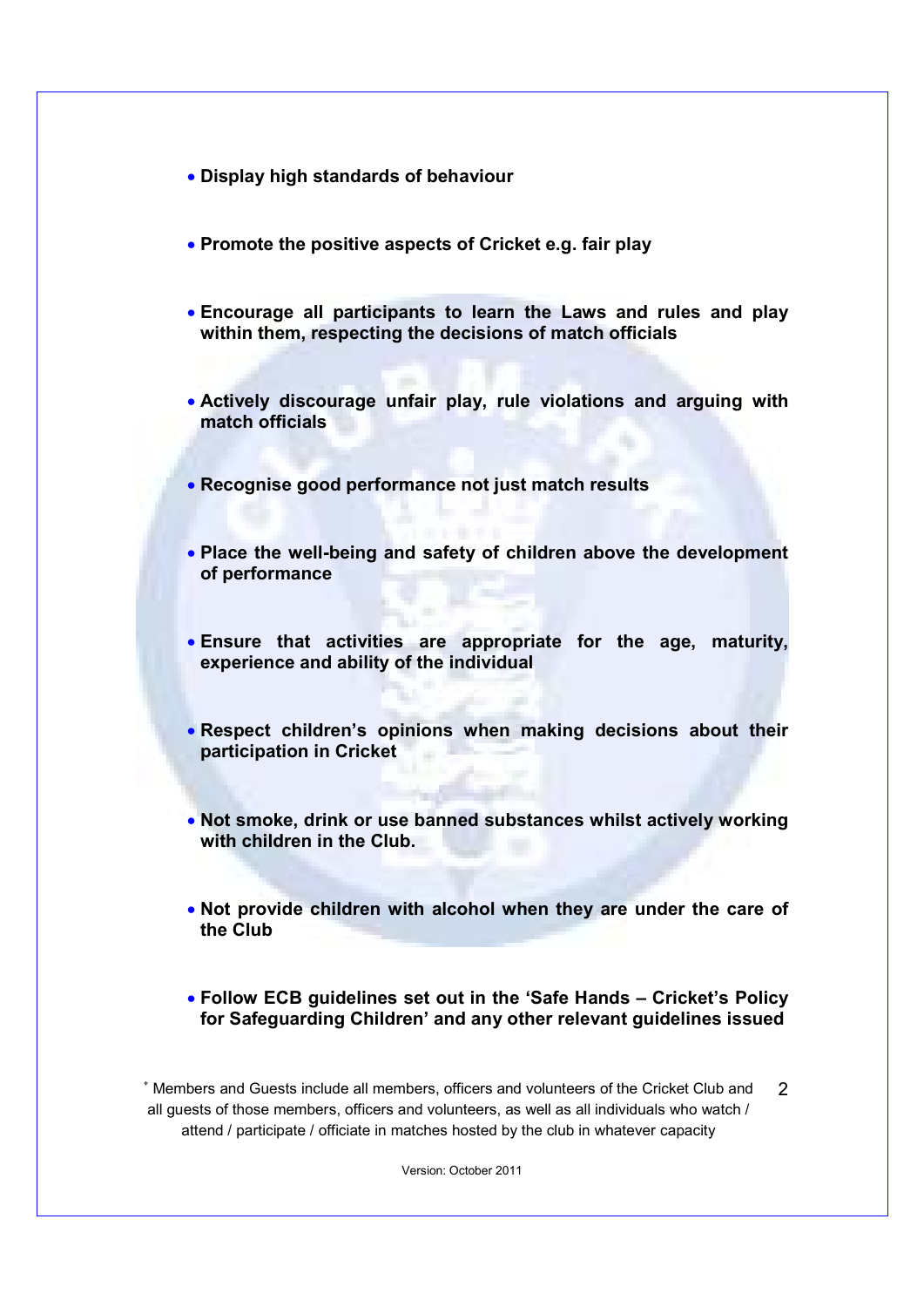- **Display high standards of behaviour**

- **Promote the positive aspects of Cricket e.g. fair play**

- **Encourage all participants to learn the Laws and rules and play within them, respecting the decisions of match officials**

- **Actively discourage unfair play, rule violations and arguing with match officials**

- **Recognise good performance not just match results**

- **Place the well-being and safety of children above the development of performance**

- **Ensure that activities are appropriate for the age, maturity, experience and ability of the individual**

- **Respect children's opinions when making decisions about their participation in Cricket**

- **Not smoke, drink or use banned substances whilst actively working with children in the Club.**

- **Not provide children with alcohol when they are under the care of the Club**

- **Follow ECB guidelines set out in the 'Safe Hands – Cricket's Policy for Safeguarding Children' and any other relevant guidelines issued**

* Members and Guests include all members, officers and volunteers of the Cricket Club and all guests of those members, officers and volunteers, as well as all individuals who watch / attend / participate / officiate in matches hosted by the club in whatever capacity

Version: October 2011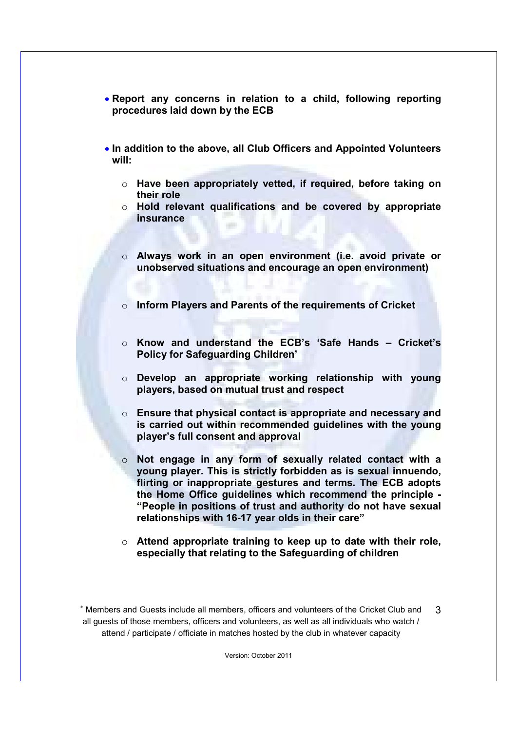- **Report any concerns in relation to a child, following reporting procedures laid down by the ECB**

- **In addition to the above, all Club Officers and Appointed Volunteers will:**

    - **Have been appropriately vetted, if required, before taking on their role**
    - **Hold relevant qualifications and be covered by appropriate insurance**
    - **Always work in an open environment (i.e. avoid private or unobserved situations and encourage an open environment)**
    - **Inform Players and Parents of the requirements of Cricket**
    - **Know and understand the ECB's 'Safe Hands – Cricket's Policy for Safeguarding Children'**
    - **Develop an appropriate working relationship with young players, based on mutual trust and respect**
    - **Ensure that physical contact is appropriate and necessary and is carried out within recommended guidelines with the young player's full consent and approval**
    - **Not engage in any form of sexually related contact with a young player. This is strictly forbidden as is sexual innuendo, flirting or inappropriate gestures and terms. The ECB adopts the Home Office guidelines which recommend the principle - "People in positions of trust and authority do not have sexual relationships with 16-17 year olds in their care"**
    - **Attend appropriate training to keep up to date with their role, especially that relating to the Safeguarding of children**

[*] Members and Guests include all members, officers and volunteers of the Cricket Club and all guests of those members, officers and volunteers, as well as all individuals who watch / attend / participate / officiate in matches hosted by the club in whatever capacity

Version: October 2011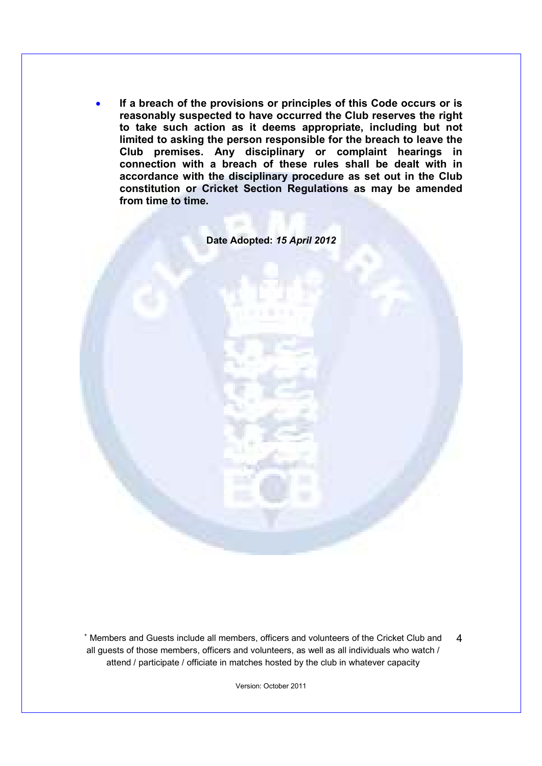- **If a breach of the provisions or principles of this Code occurs or is reasonably suspected to have occurred the Club reserves the right to take such action as it deems appropriate, including but not limited to asking the person responsible for the breach to leave the Club premises. Any disciplinary or complaint hearings in connection with a breach of these rules shall be dealt with in accordance with the disciplinary procedure as set out in the Club constitution or Cricket Section Regulations as may be amended from time to time.**

**Date Adopted:** ***15 April 2012***

[*] Members and Guests include all members, officers and volunteers of the Cricket Club and all guests of those members, officers and volunteers, as well as all individuals who watch / attend / participate / officiate in matches hosted by the club in whatever capacity

Version: October 2011